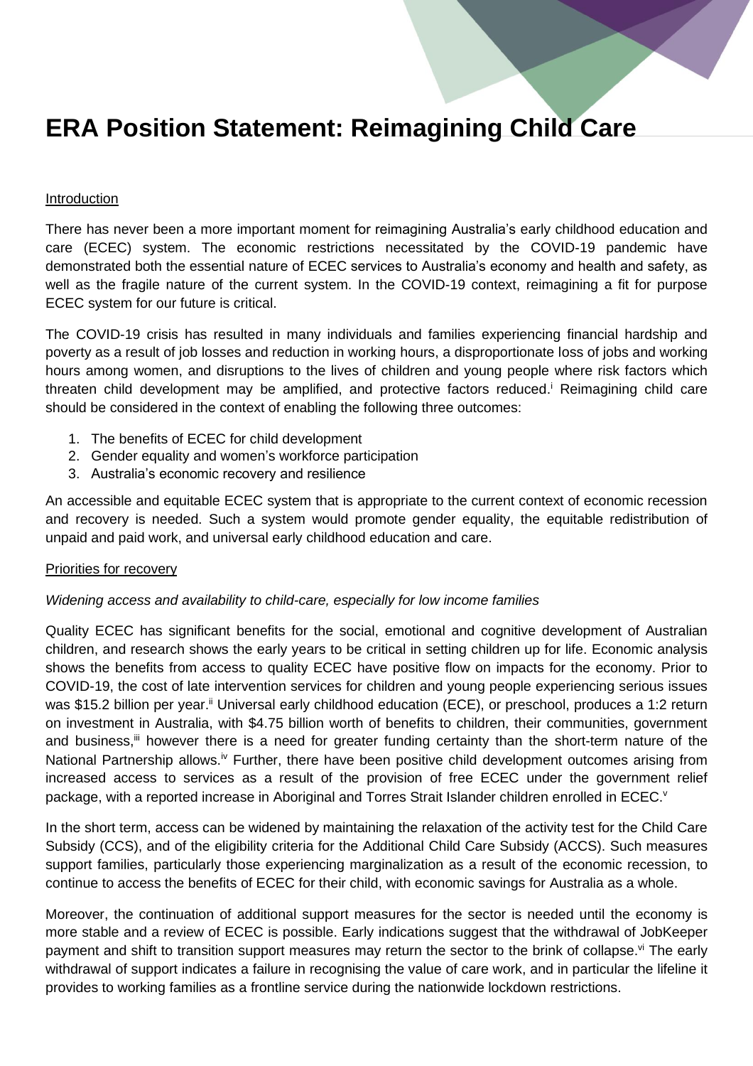# ERA Position Statement: Reimagining Child Care

Introduction

There has never been a more important moment for reimagining Australia's early childhood education and care (ECEC) system. The economic restrictions necessitated by the COVID-19 pandemic have demonstrated both the essential nature of ECEC services to Australia's economy and health and safety, as well as the fragile nature of the current system. In the COVID-19 context, reimagining a fit for purpose ECEC system for our future is critical.

The COVID-19 crisis has resulted in many individuals and families experiencing financial hardship and poverty as a result of job losses and reduction in working hours, a disproportionate loss of jobs and working hours among women, and disruptions to the lives of children and young people where risk factors which threaten child development may be amplified, and protective factors reduced.[i] Reimagining child care should be considered in the context of enabling the following three outcomes:

1. The benefits of ECEC for child development
2. Gender equality and women's workforce participation
3. Australia's economic recovery and resilience

An accessible and equitable ECEC system that is appropriate to the current context of economic recession and recovery is needed. Such a system would promote gender equality, the equitable redistribution of unpaid and paid work, and universal early childhood education and care.

Priorities for recovery

*Widening access and availability to child-care, especially for low income families*

Quality ECEC has significant benefits for the social, emotional and cognitive development of Australian children, and research shows the early years to be critical in setting children up for life. Economic analysis shows the benefits from access to quality ECEC have positive flow on impacts for the economy. Prior to COVID-19, the cost of late intervention services for children and young people experiencing serious issues was $15.2 billion per year.[ii] Universal early childhood education (ECE), or preschool, produces a 1:2 return on investment in Australia, with $4.75 billion worth of benefits to children, their communities, government and business,[iii] however there is a need for greater funding certainty than the short-term nature of the National Partnership allows.[iv] Further, there have been positive child development outcomes arising from increased access to services as a result of the provision of free ECEC under the government relief package, with a reported increase in Aboriginal and Torres Strait Islander children enrolled in ECEC.[v]

In the short term, access can be widened by maintaining the relaxation of the activity test for the Child Care Subsidy (CCS), and of the eligibility criteria for the Additional Child Care Subsidy (ACCS). Such measures support families, particularly those experiencing marginalization as a result of the economic recession, to continue to access the benefits of ECEC for their child, with economic savings for Australia as a whole.

Moreover, the continuation of additional support measures for the sector is needed until the economy is more stable and a review of ECEC is possible. Early indications suggest that the withdrawal of JobKeeper payment and shift to transition support measures may return the sector to the brink of collapse.[vi] The early withdrawal of support indicates a failure in recognising the value of care work, and in particular the lifeline it provides to working families as a frontline service during the nationwide lockdown restrictions.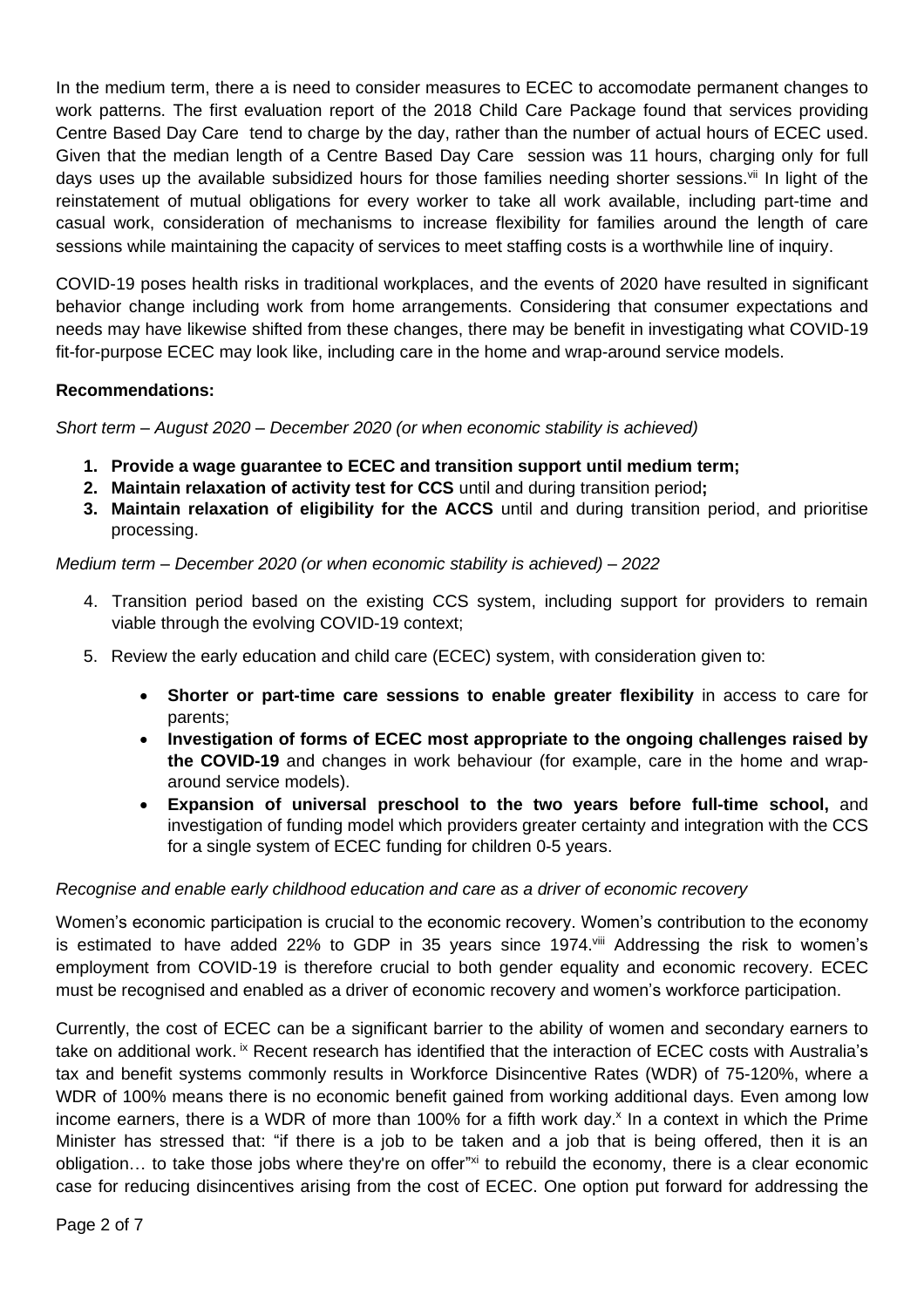In the medium term, there a is need to consider measures to ECEC to accomodate permanent changes to work patterns. The first evaluation report of the 2018 Child Care Package found that services providing Centre Based Day Care tend to charge by the day, rather than the number of actual hours of ECEC used. Given that the median length of a Centre Based Day Care session was 11 hours, charging only for full days uses up the available subsidized hours for those families needing shorter sessions.[vii] In light of the reinstatement of mutual obligations for every worker to take all work available, including part-time and casual work, consideration of mechanisms to increase flexibility for families around the length of care sessions while maintaining the capacity of services to meet staffing costs is a worthwhile line of inquiry.

COVID-19 poses health risks in traditional workplaces, and the events of 2020 have resulted in significant behavior change including work from home arrangements. Considering that consumer expectations and needs may have likewise shifted from these changes, there may be benefit in investigating what COVID-19 fit-for-purpose ECEC may look like, including care in the home and wrap-around service models.

**Recommendations:**

*Short term – August 2020 – December 2020 (or when economic stability is achieved)*

1. **Provide a wage guarantee to ECEC and transition support until medium term;**
2. **Maintain relaxation of activity test for CCS** until and during transition period**;**
3. **Maintain relaxation of eligibility for the ACCS** until and during transition period, and prioritise processing.

*Medium term – December 2020 (or when economic stability is achieved) – 2022*

4. Transition period based on the existing CCS system, including support for providers to remain viable through the evolving COVID-19 context;
5. Review the early education and child care (ECEC) system, with consideration given to:
    - **Shorter or part-time care sessions to enable greater flexibility** in access to care for parents;
    - **Investigation of forms of ECEC most appropriate to the ongoing challenges raised by the COVID-19** and changes in work behaviour (for example, care in the home and wrap-around service models).
    - **Expansion of universal preschool to the two years before full-time school,** and investigation of funding model which providers greater certainty and integration with the CCS for a single system of ECEC funding for children 0-5 years.

*Recognise and enable early childhood education and care as a driver of economic recovery*

Women's economic participation is crucial to the economic recovery. Women's contribution to the economy is estimated to have added 22% to GDP in 35 years since 1974.[viii] Addressing the risk to women's employment from COVID-19 is therefore crucial to both gender equality and economic recovery. ECEC must be recognised and enabled as a driver of economic recovery and women's workforce participation.

Currently, the cost of ECEC can be a significant barrier to the ability of women and secondary earners to take on additional work.[ix] Recent research has identified that the interaction of ECEC costs with Australia's tax and benefit systems commonly results in Workforce Disincentive Rates (WDR) of 75-120%, where a WDR of 100% means there is no economic benefit gained from working additional days. Even among low income earners, there is a WDR of more than 100% for a fifth work day.[x] In a context in which the Prime Minister has stressed that: "if there is a job to be taken and a job that is being offered, then it is an obligation… to take those jobs where they're on offer"[xi] to rebuild the economy, there is a clear economic case for reducing disincentives arising from the cost of ECEC. One option put forward for addressing the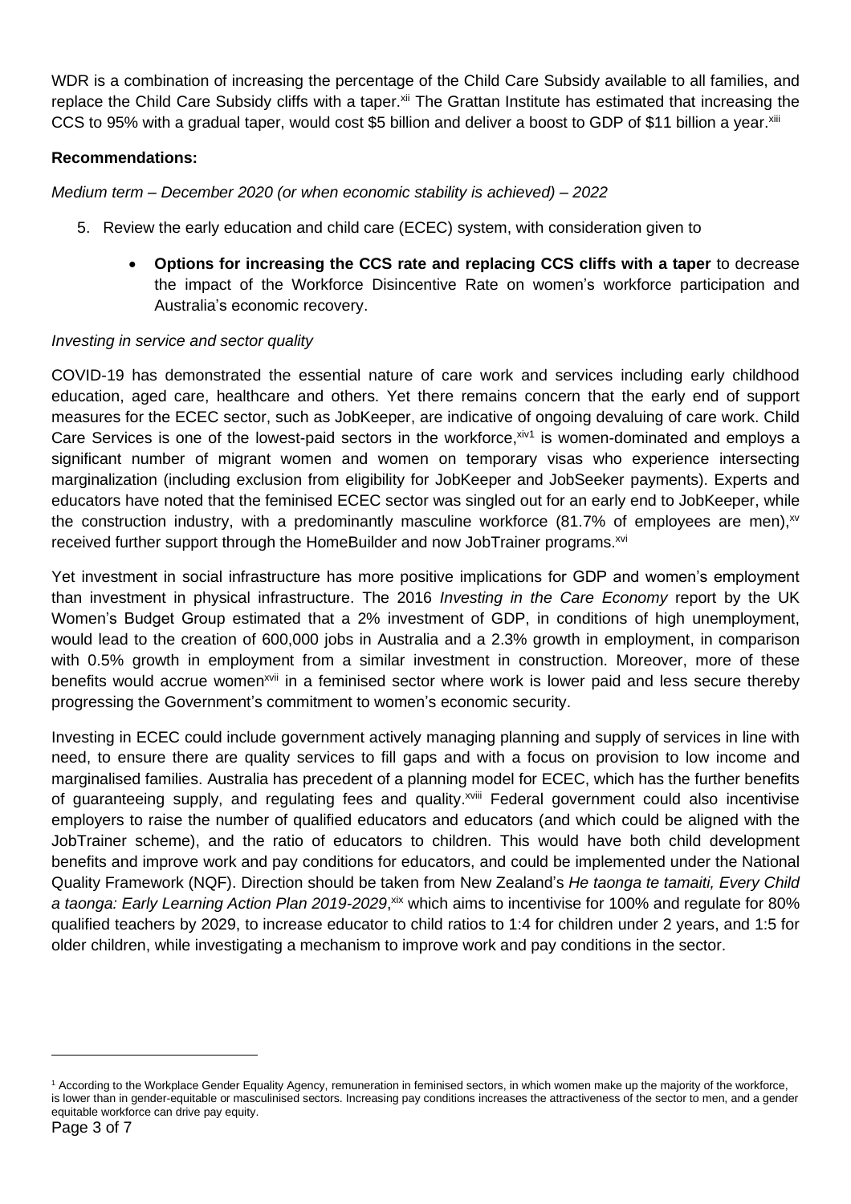WDR is a combination of increasing the percentage of the Child Care Subsidy available to all families, and replace the Child Care Subsidy cliffs with a taper.[xii] The Grattan Institute has estimated that increasing the CCS to 95% with a gradual taper, would cost $5 billion and deliver a boost to GDP of $11 billion a year.[xiii]

**Recommendations:**

*Medium term – December 2020 (or when economic stability is achieved) – 2022*

5. Review the early education and child care (ECEC) system, with consideration given to
   - **Options for increasing the CCS rate and replacing CCS cliffs with a taper** to decrease the impact of the Workforce Disincentive Rate on women's workforce participation and Australia's economic recovery.

*Investing in service and sector quality*

COVID-19 has demonstrated the essential nature of care work and services including early childhood education, aged care, healthcare and others. Yet there remains concern that the early end of support measures for the ECEC sector, such as JobKeeper, are indicative of ongoing devaluing of care work. Child Care Services is one of the lowest-paid sectors in the workforce,[xiv][1] is women-dominated and employs a significant number of migrant women and women on temporary visas who experience intersecting marginalization (including exclusion from eligibility for JobKeeper and JobSeeker payments). Experts and educators have noted that the feminised ECEC sector was singled out for an early end to JobKeeper, while the construction industry, with a predominantly masculine workforce (81.7% of employees are men),[xv] received further support through the HomeBuilder and now JobTrainer programs.[xvi]

Yet investment in social infrastructure has more positive implications for GDP and women's employment than investment in physical infrastructure. The 2016 *Investing in the Care Economy* report by the UK Women's Budget Group estimated that a 2% investment of GDP, in conditions of high unemployment, would lead to the creation of 600,000 jobs in Australia and a 2.3% growth in employment, in comparison with 0.5% growth in employment from a similar investment in construction. Moreover, more of these benefits would accrue women[xvii] in a feminised sector where work is lower paid and less secure thereby progressing the Government's commitment to women's economic security.

Investing in ECEC could include government actively managing planning and supply of services in line with need, to ensure there are quality services to fill gaps and with a focus on provision to low income and marginalised families. Australia has precedent of a planning model for ECEC, which has the further benefits of guaranteeing supply, and regulating fees and quality.[xviii] Federal government could also incentivise employers to raise the number of qualified educators and educators (and which could be aligned with the JobTrainer scheme), and the ratio of educators to children. This would have both child development benefits and improve work and pay conditions for educators, and could be implemented under the National Quality Framework (NQF). Direction should be taken from New Zealand's *He taonga te tamaiti, Every Child a taonga: Early Learning Action Plan 2019-2029*,[xix] which aims to incentivise for 100% and regulate for 80% qualified teachers by 2029, to increase educator to child ratios to 1:4 for children under 2 years, and 1:5 for older children, while investigating a mechanism to improve work and pay conditions in the sector.

---

[1] According to the Workplace Gender Equality Agency, remuneration in feminised sectors, in which women make up the majority of the workforce, is lower than in gender-equitable or masculinised sectors. Increasing pay conditions increases the attractiveness of the sector to men, and a gender equitable workforce can drive pay equity.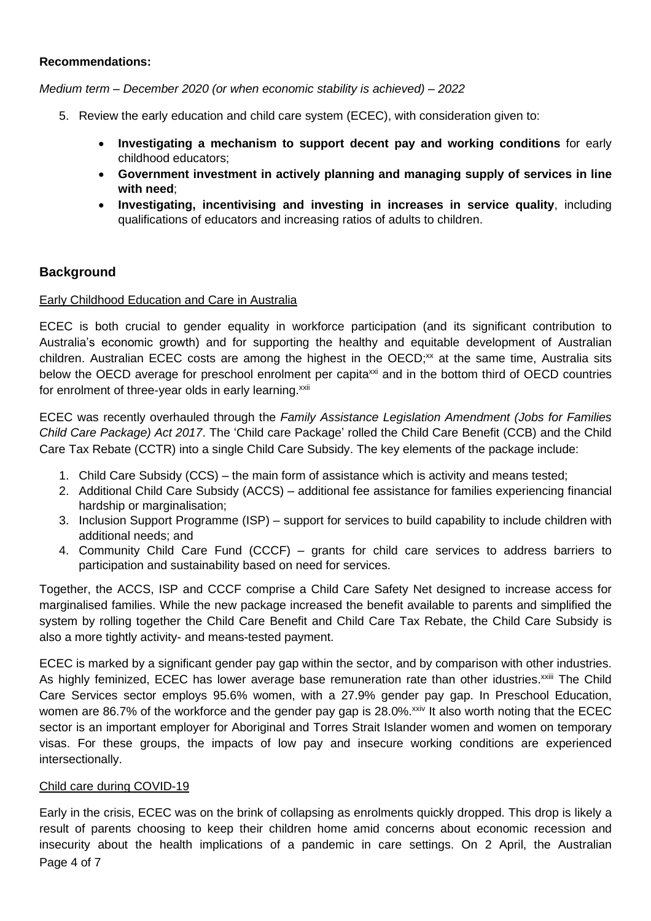**Recommendations:**

*Medium term – December 2020 (or when economic stability is achieved) – 2022*

5. Review the early education and child care system (ECEC), with consideration given to:

    - **Investigating a mechanism to support decent pay and working conditions** for early childhood educators;
    - **Government investment in actively planning and managing supply of services in line with need**;
    - **Investigating, incentivising and investing in increases in service quality**, including qualifications of educators and increasing ratios of adults to children.

## Background

<u>Early Childhood Education and Care in Australia</u>

ECEC is both crucial to gender equality in workforce participation (and its significant contribution to Australia's economic growth) and for supporting the healthy and equitable development of Australian children. Australian ECEC costs are among the highest in the OECD;[xx] at the same time, Australia sits below the OECD average for preschool enrolment per capita[xxi] and in the bottom third of OECD countries for enrolment of three-year olds in early learning.[xxii]

ECEC was recently overhauled through the *Family Assistance Legislation Amendment (Jobs for Families Child Care Package) Act 2017*. The 'Child care Package' rolled the Child Care Benefit (CCB) and the Child Care Tax Rebate (CCTR) into a single Child Care Subsidy. The key elements of the package include:

1. Child Care Subsidy (CCS) – the main form of assistance which is activity and means tested;
2. Additional Child Care Subsidy (ACCS) – additional fee assistance for families experiencing financial hardship or marginalisation;
3. Inclusion Support Programme (ISP) – support for services to build capability to include children with additional needs; and
4. Community Child Care Fund (CCCF) – grants for child care services to address barriers to participation and sustainability based on need for services.

Together, the ACCS, ISP and CCCF comprise a Child Care Safety Net designed to increase access for marginalised families. While the new package increased the benefit available to parents and simplified the system by rolling together the Child Care Benefit and Child Care Tax Rebate, the Child Care Subsidy is also a more tightly activity- and means-tested payment.

ECEC is marked by a significant gender pay gap within the sector, and by comparison with other industries. As highly feminized, ECEC has lower average base remuneration rate than other idustries.[xxiii] The Child Care Services sector employs 95.6% women, with a 27.9% gender pay gap. In Preschool Education, women are 86.7% of the workforce and the gender pay gap is 28.0%.[xxiv] It also worth noting that the ECEC sector is an important employer for Aboriginal and Torres Strait Islander women and women on temporary visas. For these groups, the impacts of low pay and insecure working conditions are experienced intersectionally.

<u>Child care during COVID-19</u>

Early in the crisis, ECEC was on the brink of collapsing as enrolments quickly dropped. This drop is likely a result of parents choosing to keep their children home amid concerns about economic recession and insecurity about the health implications of a pandemic in care settings. On 2 April, the Australian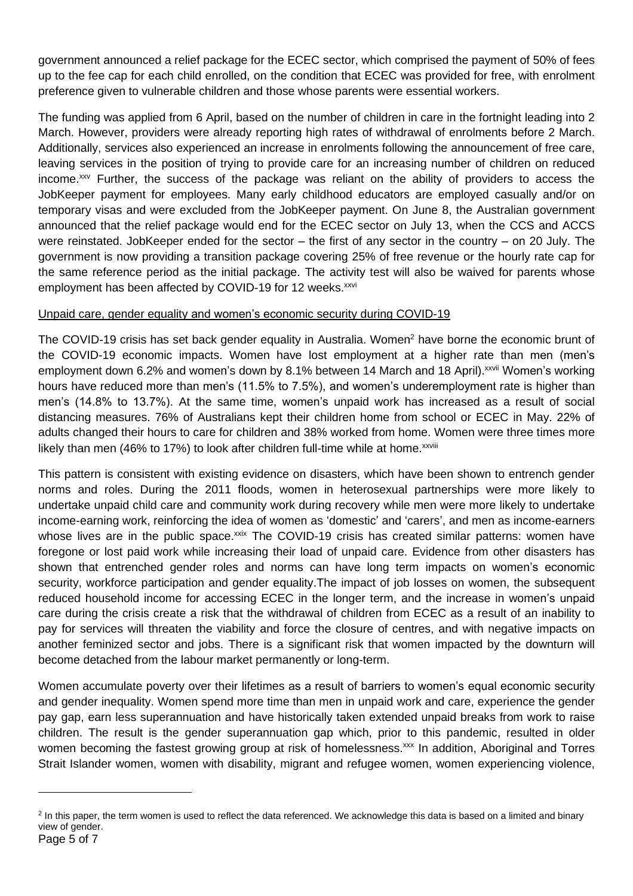government announced a relief package for the ECEC sector, which comprised the payment of 50% of fees up to the fee cap for each child enrolled, on the condition that ECEC was provided for free, with enrolment preference given to vulnerable children and those whose parents were essential workers.

The funding was applied from 6 April, based on the number of children in care in the fortnight leading into 2 March. However, providers were already reporting high rates of withdrawal of enrolments before 2 March. Additionally, services also experienced an increase in enrolments following the announcement of free care, leaving services in the position of trying to provide care for an increasing number of children on reduced income.[xxv] Further, the success of the package was reliant on the ability of providers to access the JobKeeper payment for employees. Many early childhood educators are employed casually and/or on temporary visas and were excluded from the JobKeeper payment. On June 8, the Australian government announced that the relief package would end for the ECEC sector on July 13, when the CCS and ACCS were reinstated. JobKeeper ended for the sector – the first of any sector in the country – on 20 July. The government is now providing a transition package covering 25% of free revenue or the hourly rate cap for the same reference period as the initial package. The activity test will also be waived for parents whose employment has been affected by COVID-19 for 12 weeks.[xxvi]

<u>Unpaid care, gender equality and women's economic security during COVID-19</u>

The COVID-19 crisis has set back gender equality in Australia. Women[2] have borne the economic brunt of the COVID-19 economic impacts. Women have lost employment at a higher rate than men (men's employment down 6.2% and women's down by 8.1% between 14 March and 18 April).[xxvii] Women's working hours have reduced more than men's (11.5% to 7.5%), and women's underemployment rate is higher than men's (14.8% to 13.7%). At the same time, women's unpaid work has increased as a result of social distancing measures. 76% of Australians kept their children home from school or ECEC in May. 22% of adults changed their hours to care for children and 38% worked from home. Women were three times more likely than men (46% to 17%) to look after children full-time while at home.[xxviii]

This pattern is consistent with existing evidence on disasters, which have been shown to entrench gender norms and roles. During the 2011 floods, women in heterosexual partnerships were more likely to undertake unpaid child care and community work during recovery while men were more likely to undertake income-earning work, reinforcing the idea of women as 'domestic' and 'carers', and men as income-earners whose lives are in the public space.[xxix] The COVID-19 crisis has created similar patterns: women have foregone or lost paid work while increasing their load of unpaid care. Evidence from other disasters has shown that entrenched gender roles and norms can have long term impacts on women's economic security, workforce participation and gender equality.The impact of job losses on women, the subsequent reduced household income for accessing ECEC in the longer term, and the increase in women's unpaid care during the crisis create a risk that the withdrawal of children from ECEC as a result of an inability to pay for services will threaten the viability and force the closure of centres, and with negative impacts on another feminized sector and jobs. There is a significant risk that women impacted by the downturn will become detached from the labour market permanently or long-term.

Women accumulate poverty over their lifetimes as a result of barriers to women's equal economic security and gender inequality. Women spend more time than men in unpaid work and care, experience the gender pay gap, earn less superannuation and have historically taken extended unpaid breaks from work to raise children. The result is the gender superannuation gap which, prior to this pandemic, resulted in older women becoming the fastest growing group at risk of homelessness.[xxx] In addition, Aboriginal and Torres Strait Islander women, women with disability, migrant and refugee women, women experiencing violence,

---

[2] In this paper, the term women is used to reflect the data referenced. We acknowledge this data is based on a limited and binary view of gender.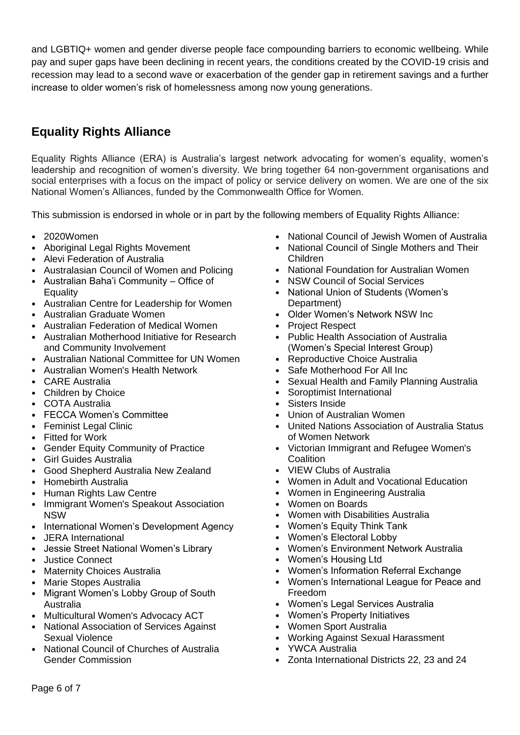and LGBTIQ+ women and gender diverse people face compounding barriers to economic wellbeing. While pay and super gaps have been declining in recent years, the conditions created by the COVID-19 crisis and recession may lead to a second wave or exacerbation of the gender gap in retirement savings and a further increase to older women's risk of homelessness among now young generations.

## Equality Rights Alliance

Equality Rights Alliance (ERA) is Australia's largest network advocating for women's equality, women's leadership and recognition of women's diversity. We bring together 64 non-government organisations and social enterprises with a focus on the impact of policy or service delivery on women. We are one of the six National Women's Alliances, funded by the Commonwealth Office for Women.

This submission is endorsed in whole or in part by the following members of Equality Rights Alliance:

- 2020Women
- Aboriginal Legal Rights Movement
- Alevi Federation of Australia
- Australasian Council of Women and Policing
- Australian Baha'i Community – Office of Equality
- Australian Centre for Leadership for Women
- Australian Graduate Women
- Australian Federation of Medical Women
- Australian Motherhood Initiative for Research and Community Involvement
- Australian National Committee for UN Women
- Australian Women's Health Network
- CARE Australia
- Children by Choice
- COTA Australia
- FECCA Women's Committee
- Feminist Legal Clinic
- Fitted for Work
- Gender Equity Community of Practice
- Girl Guides Australia
- Good Shepherd Australia New Zealand
- Homebirth Australia
- Human Rights Law Centre
- Immigrant Women's Speakout Association NSW
- International Women's Development Agency
- JERA International
- Jessie Street National Women's Library
- Justice Connect
- Maternity Choices Australia
- Marie Stopes Australia
- Migrant Women's Lobby Group of South Australia
- Multicultural Women's Advocacy ACT
- National Association of Services Against Sexual Violence
- National Council of Churches of Australia Gender Commission
- National Council of Jewish Women of Australia
- National Council of Single Mothers and Their Children
- National Foundation for Australian Women
- NSW Council of Social Services
- National Union of Students (Women's Department)
- Older Women's Network NSW Inc
- Project Respect
- Public Health Association of Australia (Women's Special Interest Group)
- Reproductive Choice Australia
- Safe Motherhood For All Inc
- Sexual Health and Family Planning Australia
- Soroptimist International
- Sisters Inside
- Union of Australian Women
- United Nations Association of Australia Status of Women Network
- Victorian Immigrant and Refugee Women's Coalition
- VIEW Clubs of Australia
- Women in Adult and Vocational Education
- Women in Engineering Australia
- Women on Boards
- Women with Disabilities Australia
- Women's Equity Think Tank
- Women's Electoral Lobby
- Women's Environment Network Australia
- Women's Housing Ltd
- Women's Information Referral Exchange
- Women's International League for Peace and Freedom
- Women's Legal Services Australia
- Women's Property Initiatives
- Women Sport Australia
- Working Against Sexual Harassment
- YWCA Australia
- Zonta International Districts 22, 23 and 24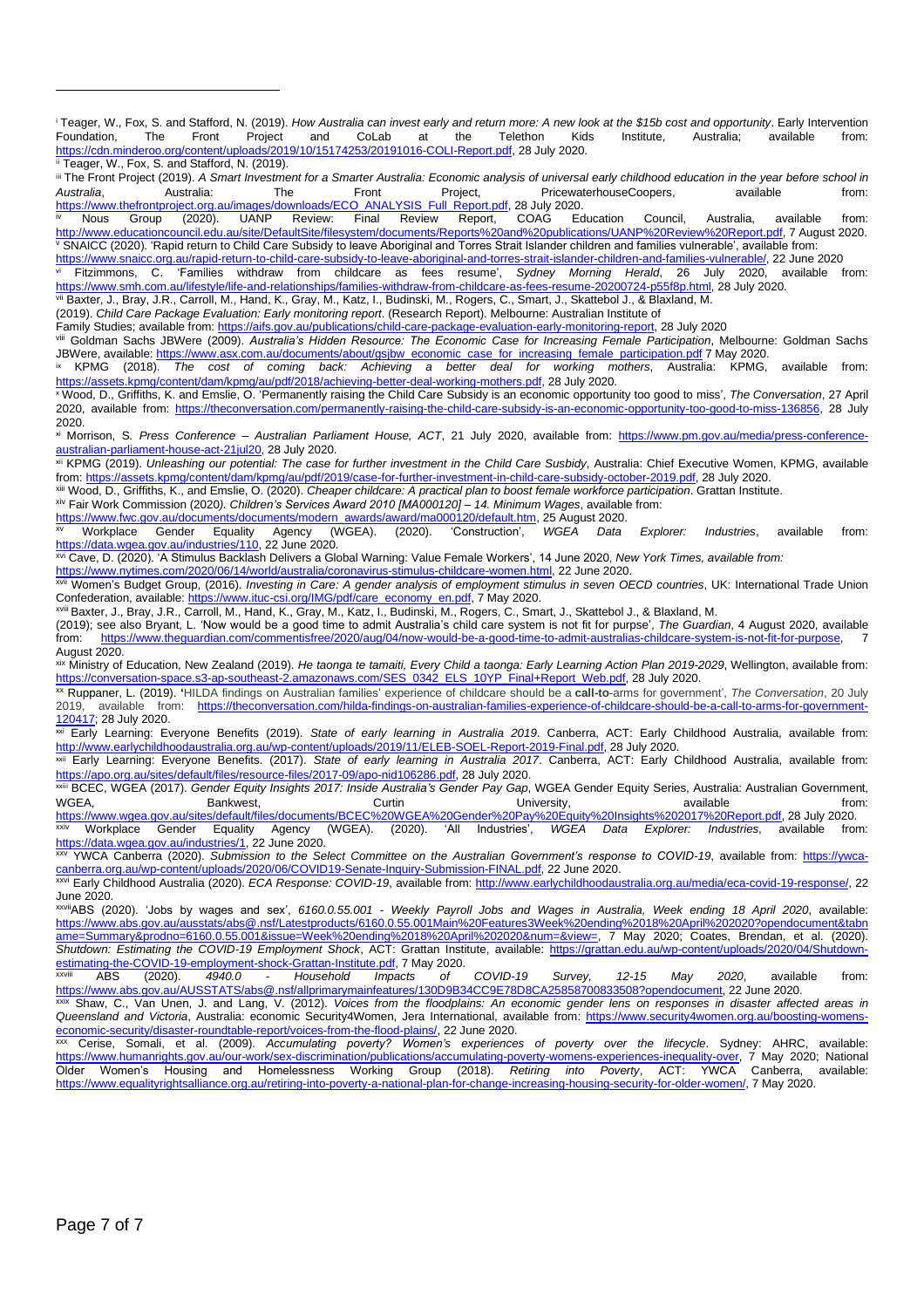[i] Teager, W., Fox, S. and Stafford, N. (2019). *How Australia can invest early and return more: A new look at the $15b cost and opportunity*. Early Intervention Foundation, The Front Project and CoLab at the Telethon Kids Institute, Australia; available from: https://cdn.minderoo.org/content/uploads/2019/10/15174253/20191016-COLI-Report.pdf, 28 July 2020.

[ii] Teager, W., Fox, S. and Stafford, N. (2019).

[iii] The Front Project (2019). *A Smart Investment for a Smarter Australia: Economic analysis of universal early childhood education in the year before school in Australia*, Australia: The Front Project, PricewaterhouseCoopers, available from: https://www.thefrontproject.org.au/images/downloads/ECO_ANALYSIS_Full_Report.pdf, 28 July 2020.

[iv] Nous Group (2020). UANP Review: Final Review Report, COAG Education Council, Australia, available from: http://www.educationcouncil.edu.au/site/DefaultSite/filesystem/documents/Reports%20and%20publications/UANP%20Review%20Report.pdf, 7 August 2020.

[v] SNAICC (2020). 'Rapid return to Child Care Subsidy to leave Aboriginal and Torres Strait Islander children and families vulnerable', available from: https://www.snaicc.org.au/rapid-return-to-child-care-subsidy-to-leave-aboriginal-and-torres-strait-islander-children-and-families-vulnerable/, 22 June 2020

[vi] Fitzimmons, C. 'Families withdraw from childcare as fees resume', *Sydney Morning Herald*, 26 July 2020, available from: https://www.smh.com.au/lifestyle/life-and-relationships/families-withdraw-from-childcare-as-fees-resume-20200724-p55f8p.html, 28 July 2020.

[vii] Baxter, J., Bray, J.R., Carroll, M., Hand, K., Gray, M., Katz, I., Budinski, M., Rogers, C., Smart, J., Skattebol J., & Blaxland, M. (2019). *Child Care Package Evaluation: Early monitoring report*. (Research Report). Melbourne: Australian Institute of Family Studies; available from: https://aifs.gov.au/publications/child-care-package-evaluation-early-monitoring-report, 28 July 2020

[viii] Goldman Sachs JBWere (2009). *Australia's Hidden Resource: The Economic Case for Increasing Female Participation*, Melbourne: Goldman Sachs JBWere, available: https://www.asx.com.au/documents/about/gsjbw_economic_case_for_increasing_female_participation.pdf 7 May 2020.

[ix] KPMG (2018). *The cost of coming back: Achieving a better deal for working mothers*, Australia: KPMG, available from: https://assets.kpmg/content/dam/kpmg/au/pdf/2018/achieving-better-deal-working-mothers.pdf, 28 July 2020.

[x] Wood, D., Griffiths, K. and Emslie, O. 'Permanently raising the Child Care Subsidy is an economic opportunity too good to miss', *The Conversation*, 27 April 2020, available from: https://theconversation.com/permanently-raising-the-child-care-subsidy-is-an-economic-opportunity-too-good-to-miss-136856, 28 July 2020.

[xi] Morrison, S. *Press Conference – Australian Parliament House, ACT*, 21 July 2020, available from: https://www.pm.gov.au/media/press-conference-australian-parliament-house-act-21jul20, 28 July 2020.

[xii] KPMG (2019). *Unleashing our potential: The case for further investment in the Child Care Susbidy*, Australia: Chief Executive Women, KPMG, available from: https://assets.kpmg/content/dam/kpmg/au/pdf/2019/case-for-further-investment-in-child-care-subsidy-october-2019.pdf, 28 July 2020.

[xiii] Wood, D., Griffiths, K., and Emslie, O. (2020). *Cheaper childcare: A practical plan to boost female workforce participation*. Grattan Institute.

[xiv] Fair Work Commission (2020). *Children's Services Award 2010 [MA000120] – 14. Minimum Wages*, available from: https://www.fwc.gov.au/documents/documents/modern_awards/award/ma000120/default.htm, 25 August 2020.

[xv] Workplace Gender Equality Agency (WGEA). (2020). 'Construction', *WGEA Data Explorer: Industries*, available from: https://data.wgea.gov.au/industries/110, 22 June 2020.

[xvi] Cave, D. (2020). 'A Stimulus Backlash Delivers a Global Warning: Value Female Workers', 14 June 2020, *New York Times, available from:* https://www.nytimes.com/2020/06/14/world/australia/coronavirus-stimulus-childcare-women.html, 22 June 2020.

[xvii] Women's Budget Group, (2016). *Investing in Care: A gender analysis of employment stimulus in seven OECD countries*, UK: International Trade Union Confederation, available: https://www.ituc-csi.org/IMG/pdf/care_economy_en.pdf, 7 May 2020.

[xviii] Baxter, J., Bray, J.R., Carroll, M., Hand, K., Gray, M., Katz, I., Budinski, M., Rogers, C., Smart, J., Skattebol J., & Blaxland, M. (2019); see also Bryant, L. 'Now would be a good time to admit Australia's child care system is not fit for purpse', *The Guardian*, 4 August 2020, available from: https://www.theguardian.com/commentisfree/2020/aug/04/now-would-be-a-good-time-to-admit-australias-childcare-system-is-not-fit-for-purpose, 7 August 2020.

[xix] Ministry of Education, New Zealand (2019). *He taonga te tamaiti, Every Child a taonga: Early Learning Action Plan 2019-2029*, Wellington, available from: https://conversation-space.s3-ap-southeast-2.amazonaws.com/SES_0342_ELS_10YP_Final+Report_Web.pdf, 28 July 2020.

[xx] Ruppaner, L. (2019). 'HILDA findings on Australian families' experience of childcare should be a **call-to**-arms for government', *The Conversation*, 20 July 2019, available from: https://theconversation.com/hilda-findings-on-australian-families-experience-of-childcare-should-be-a-call-to-arms-for-government-120417; 28 July 2020.

[xxi] Early Learning: Everyone Benefits (2019). *State of early learning in Australia 2019*. Canberra, ACT: Early Childhood Australia, available from: http://www.earlychildhoodaustralia.org.au/wp-content/uploads/2019/11/ELEB-SOEL-Report-2019-Final.pdf, 28 July 2020.

[xxii] Early Learning: Everyone Benefits. (2017). *State of early learning in Australia 2017*. Canberra, ACT: Early Childhood Australia, available from: https://apo.org.au/sites/default/files/resource-files/2017-09/apo-nid106286.pdf, 28 July 2020.

[xxiii] BCEC, WGEA (2017). *Gender Equity Insights 2017: Inside Australia's Gender Pay Gap*, WGEA Gender Equity Series, Australia: Australian Government, WGEA, Bankwest, Curtin University, available from: https://www.wgea.gov.au/sites/default/files/documents/BCEC%20WGEA%20Gender%20Pay%20Equity%20Insights%202017%20Report.pdf, 28 July 2020.

[xxiv] Workplace Gender Equality Agency (WGEA). (2020). 'All Industries', *WGEA Data Explorer: Industries*, available from: https://data.wgea.gov.au/industries/1, 22 June 2020.

[xxv] YWCA Canberra (2020). *Submission to the Select Committee on the Australian Government's response to COVID-19*, available from: https://ywca-canberra.org.au/wp-content/uploads/2020/06/COVID19-Senate-Inquiry-Submission-FINAL.pdf, 22 June 2020.

[xxvi] Early Childhood Australia (2020). *ECA Response: COVID-19*, available from: http://www.earlychildhoodaustralia.org.au/media/eca-covid-19-response/, 22 June 2020.

[xxvii] ABS (2020). 'Jobs by wages and sex', *6160.0.55.001 - Weekly Payroll Jobs and Wages in Australia, Week ending 18 April 2020*, available: https://www.abs.gov.au/ausstats/abs@.nsf/Latestproducts/6160.0.55.001Main%20Features3Week%20ending%2018%20April%202020?opendocument&tabname=Summary&prodno=6160.0.55.001&issue=Week%20ending%2018%20April%202020&num=&view=, 7 May 2020; Coates, Brendan, et al. (2020). *Shutdown: Estimating the COVID-19 Employment Shock*, ACT: Grattan Institute, available: https://grattan.edu.au/wp-content/uploads/2020/04/Shutdown-estimating-the-COVID-19-employment-shock-Grattan-Institute.pdf, 7 May 2020.

[xxviii] ABS (2020). *4940.0 - Household Impacts of COVID-19 Survey, 12-15 May 2020*, available from: https://www.abs.gov.au/AUSSTATS/abs@.nsf/allprimarymainfeatures/130D9B34CC9E78D8CA25858700833508?opendocument, 22 June 2020.

[xxix] Shaw, C., Van Unen, J. and Lang, V. (2012). *Voices from the floodplains: An economic gender lens on responses in disaster affected areas in Queensland and Victoria*, Australia: economic Security4Women, Jera International, available from: https://www.security4women.org.au/boosting-womens-economic-security/disaster-roundtable-report/voices-from-the-flood-plains/, 22 June 2020.

[xxx] Cerise, Somali, et al. (2009). *Accumulating poverty? Women's experiences of poverty over the lifecycle*. Sydney: AHRC, available: https://www.humanrights.gov.au/our-work/sex-discrimination/publications/accumulating-poverty-womens-experiences-inequality-over, 7 May 2020; National Older Women's Housing and Homelessness Working Group (2018). *Retiring into Poverty*, ACT: YWCA Canberra, available: https://www.equalityrightsalliance.org.au/retiring-into-poverty-a-national-plan-for-change-increasing-housing-security-for-older-women/, 7 May 2020.